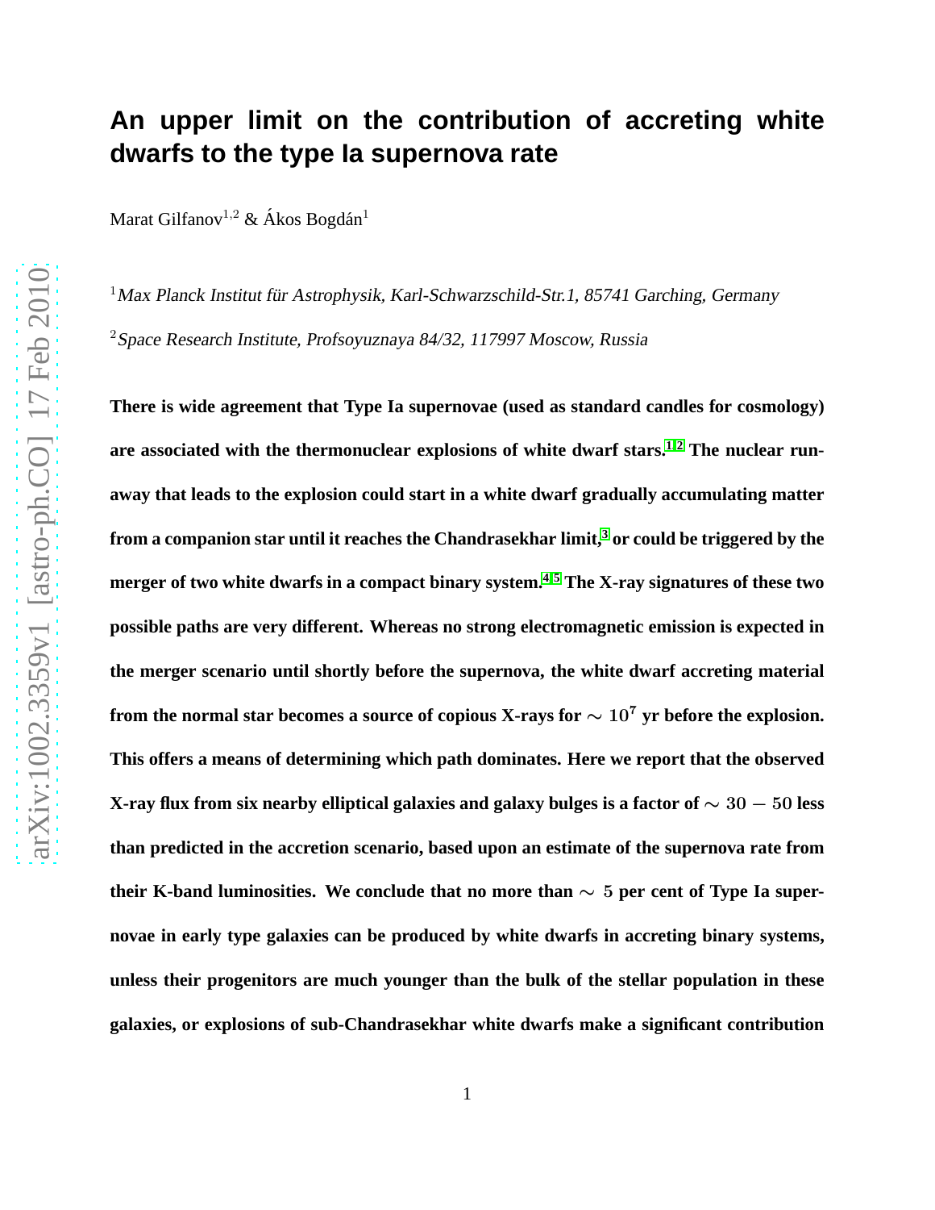# An upper limit on the contribution of accreting white dwarfs to the type Ia supernova rate

Marat Gilfanov[1,2] & Ákos Bogdán[1]

[1] *Max Planck Institut für Astrophysik, Karl-Schwarzschild-Str.1, 85741 Garching, Germany*

[2] *Space Research Institute, Profsoyuznaya 84/32, 117997 Moscow, Russia*

**There is wide agreement that Type Ia supernovae (used as standard candles for cosmology) are associated with the thermonuclear explosions of white dwarf stars.[1,2] The nuclear runaway that leads to the explosion could start in a white dwarf gradually accumulating matter from a companion star until it reaches the Chandrasekhar limit,[3] or could be triggered by the merger of two white dwarfs in a compact binary system.[4,5] The X-ray signatures of these two possible paths are very different. Whereas no strong electromagnetic emission is expected in the merger scenario until shortly before the supernova, the white dwarf accreting material from the normal star becomes a source of copious X-rays for $\sim 10^7$ yr before the explosion. This offers a means of determining which path dominates. Here we report that the observed X-ray flux from six nearby elliptical galaxies and galaxy bulges is a factor of $\sim 30-50$ less than predicted in the accretion scenario, based upon an estimate of the supernova rate from their K-band luminosities. We conclude that no more than $\sim 5$ per cent of Type Ia supernovae in early type galaxies can be produced by white dwarfs in accreting binary systems, unless their progenitors are much younger than the bulk of the stellar population in these galaxies, or explosions of sub-Chandrasekhar white dwarfs make a significant contribution**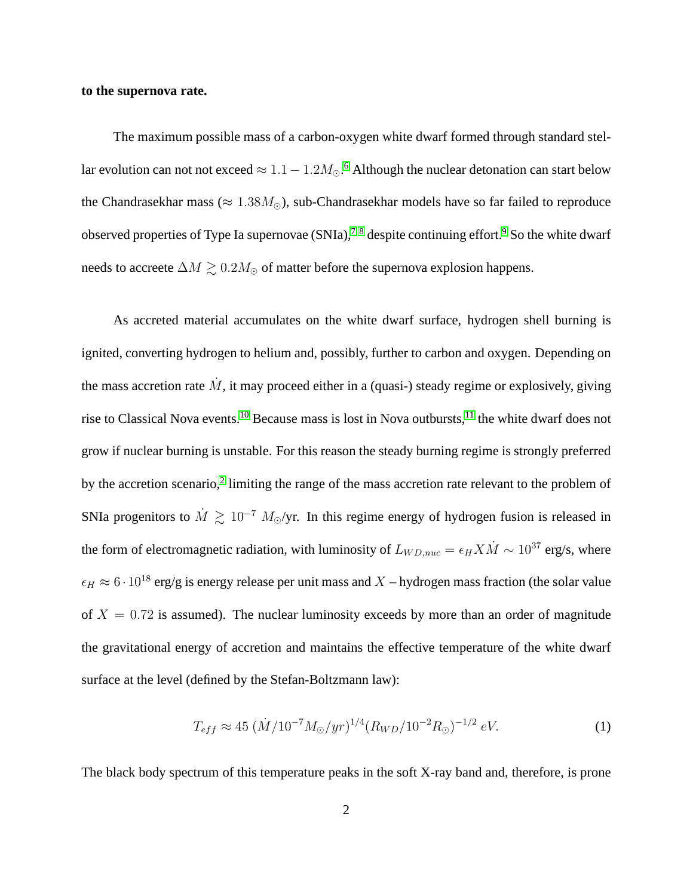**to the supernova rate.**

The maximum possible mass of a carbon-oxygen white dwarf formed through standard stellar evolution can not not exceed $\approx 1.1 - 1.2 M_{\odot}$.[6] Although the nuclear detonation can start below the Chandrasekhar mass ($\approx 1.38 M_{\odot}$), sub-Chandrasekhar models have so far failed to reproduce observed properties of Type Ia supernovae (SNIa),[7,8] despite continuing effort.[9] So the white dwarf needs to accreete $\Delta M \gtrsim 0.2 M_{\odot}$ of matter before the supernova explosion happens.

As accreted material accumulates on the white dwarf surface, hydrogen shell burning is ignited, converting hydrogen to helium and, possibly, further to carbon and oxygen. Depending on the mass accretion rate $\dot{M}$, it may proceed either in a (quasi-) steady regime or explosively, giving rise to Classical Nova events.[10] Because mass is lost in Nova outbursts,[11] the white dwarf does not grow if nuclear burning is unstable. For this reason the steady burning regime is strongly preferred by the accretion scenario,[2] limiting the range of the mass accretion rate relevant to the problem of SNIa progenitors to $\dot{M} \gtrsim 10^{-7}\ M_{\odot}$/yr. In this regime energy of hydrogen fusion is released in the form of electromagnetic radiation, with luminosity of $L_{WD,nuc} = \epsilon_H X \dot{M} \sim 10^{37}$ erg/s, where $\epsilon_H \approx 6 \cdot 10^{18}$ erg/g is energy release per unit mass and $X$ – hydrogen mass fraction (the solar value of $X = 0.72$ is assumed). The nuclear luminosity exceeds by more than an order of magnitude the gravitational energy of accretion and maintains the effective temperature of the white dwarf surface at the level (defined by the Stefan-Boltzmann law):

$$T_{eff} \approx 45\ (\dot{M}/10^{-7} M_{\odot}/yr)^{1/4} (R_{WD}/10^{-2} R_{\odot})^{-1/2}\ eV. \tag{1}$$

The black body spectrum of this temperature peaks in the soft X-ray band and, therefore, is prone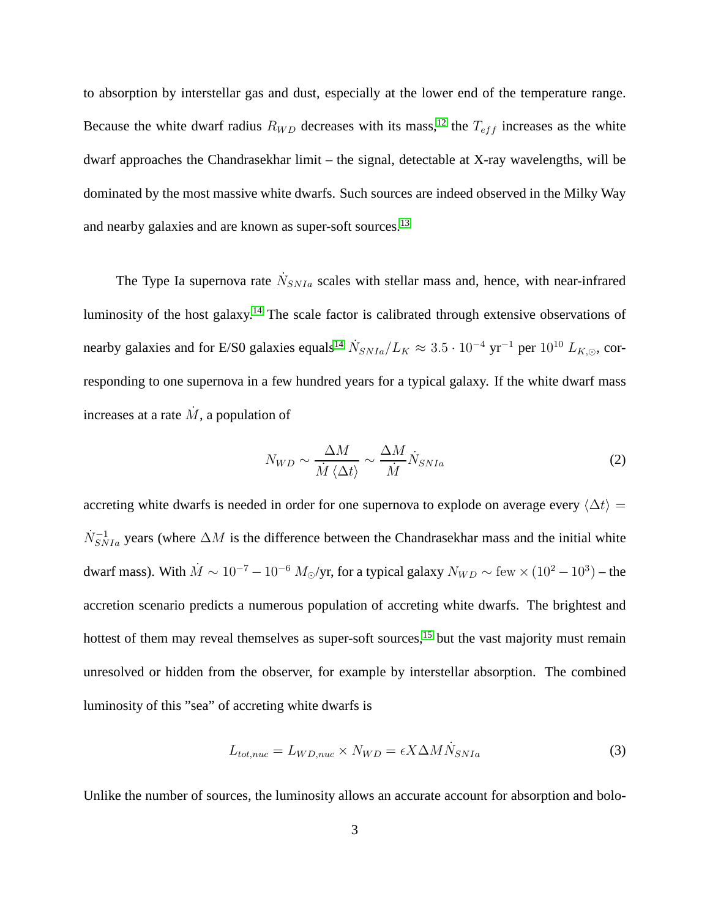to absorption by interstellar gas and dust, especially at the lower end of the temperature range. Because the white dwarf radius $R_{WD}$ decreases with its mass,[12] the $T_{eff}$ increases as the white dwarf approaches the Chandrasekhar limit – the signal, detectable at X-ray wavelengths, will be dominated by the most massive white dwarfs. Such sources are indeed observed in the Milky Way and nearby galaxies and are known as super-soft sources.[13]

The Type Ia supernova rate $\dot{N}_{SNIa}$ scales with stellar mass and, hence, with near-infrared luminosity of the host galaxy.[14] The scale factor is calibrated through extensive observations of nearby galaxies and for E/S0 galaxies equals[14] $\dot{N}_{SNIa}/L_K \approx 3.5 \cdot 10^{-4}$ yr$^{-1}$ per $10^{10}\ L_{K,\odot}$, corresponding to one supernova in a few hundred years for a typical galaxy. If the white dwarf mass increases at a rate $\dot{M}$, a population of

$$N_{WD} \sim \frac{\Delta M}{\dot{M}\,\langle\Delta t\rangle} \sim \frac{\Delta M}{\dot{M}}\dot{N}_{SNIa} \tag{2}$$

accreting white dwarfs is needed in order for one supernova to explode on average every $\langle\Delta t\rangle = \dot{N}_{SNIa}^{-1}$ years (where $\Delta M$ is the difference between the Chandrasekhar mass and the initial white dwarf mass). With $\dot{M} \sim 10^{-7} - 10^{-6}\ M_{\odot}$/yr, for a typical galaxy $N_{WD} \sim \mathrm{few} \times (10^2 - 10^3)$ – the accretion scenario predicts a numerous population of accreting white dwarfs. The brightest and hottest of them may reveal themselves as super-soft sources,[15] but the vast majority must remain unresolved or hidden from the observer, for example by interstellar absorption. The combined luminosity of this "sea" of accreting white dwarfs is

$$L_{tot,nuc} = L_{WD,nuc} \times N_{WD} = \epsilon X \Delta M \dot{N}_{SNIa} \tag{3}$$

Unlike the number of sources, the luminosity allows an accurate account for absorption and bolo-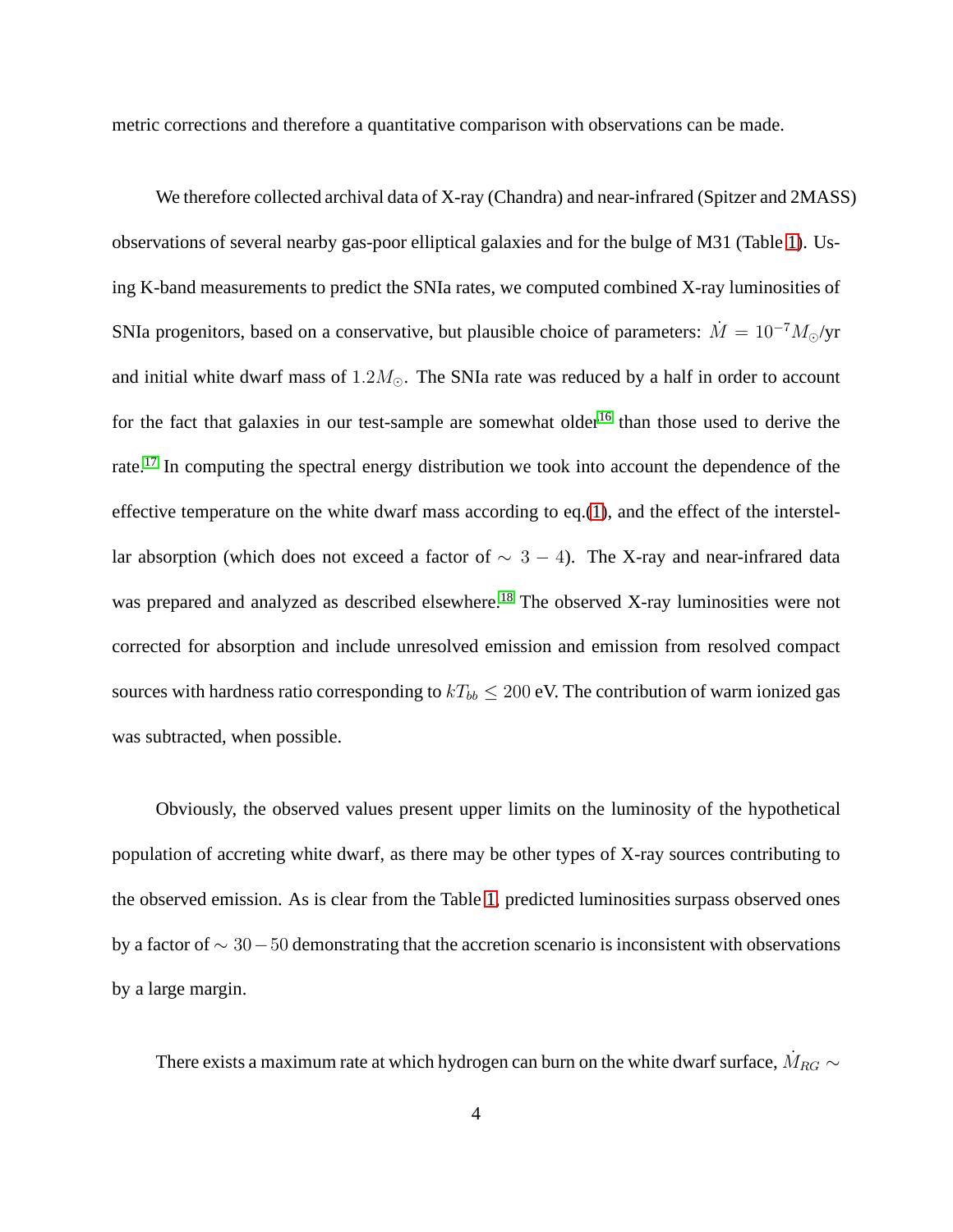metric corrections and therefore a quantitative comparison with observations can be made.

We therefore collected archival data of X-ray (Chandra) and near-infrared (Spitzer and 2MASS) observations of several nearby gas-poor elliptical galaxies and for the bulge of M31 (Table 1). Using K-band measurements to predict the SNIa rates, we computed combined X-ray luminosities of SNIa progenitors, based on a conservative, but plausible choice of parameters: $\dot{M} = 10^{-7} M_{\odot}$/yr and initial white dwarf mass of $1.2 M_{\odot}$. The SNIa rate was reduced by a half in order to account for the fact that galaxies in our test-sample are somewhat older[16] than those used to derive the rate.[17] In computing the spectral energy distribution we took into account the dependence of the effective temperature on the white dwarf mass according to eq.(1), and the effect of the interstellar absorption (which does not exceed a factor of $\sim 3-4$). The X-ray and near-infrared data was prepared and analyzed as described elsewhere.[18] The observed X-ray luminosities were not corrected for absorption and include unresolved emission and emission from resolved compact sources with hardness ratio corresponding to $kT_{bb} \leq 200$ eV. The contribution of warm ionized gas was subtracted, when possible.

Obviously, the observed values present upper limits on the luminosity of the hypothetical population of accreting white dwarf, as there may be other types of X-ray sources contributing to the observed emission. As is clear from the Table 1, predicted luminosities surpass observed ones by a factor of $\sim 30-50$ demonstrating that the accretion scenario is inconsistent with observations by a large margin.

There exists a maximum rate at which hydrogen can burn on the white dwarf surface, $\dot{M}_{RG} \sim$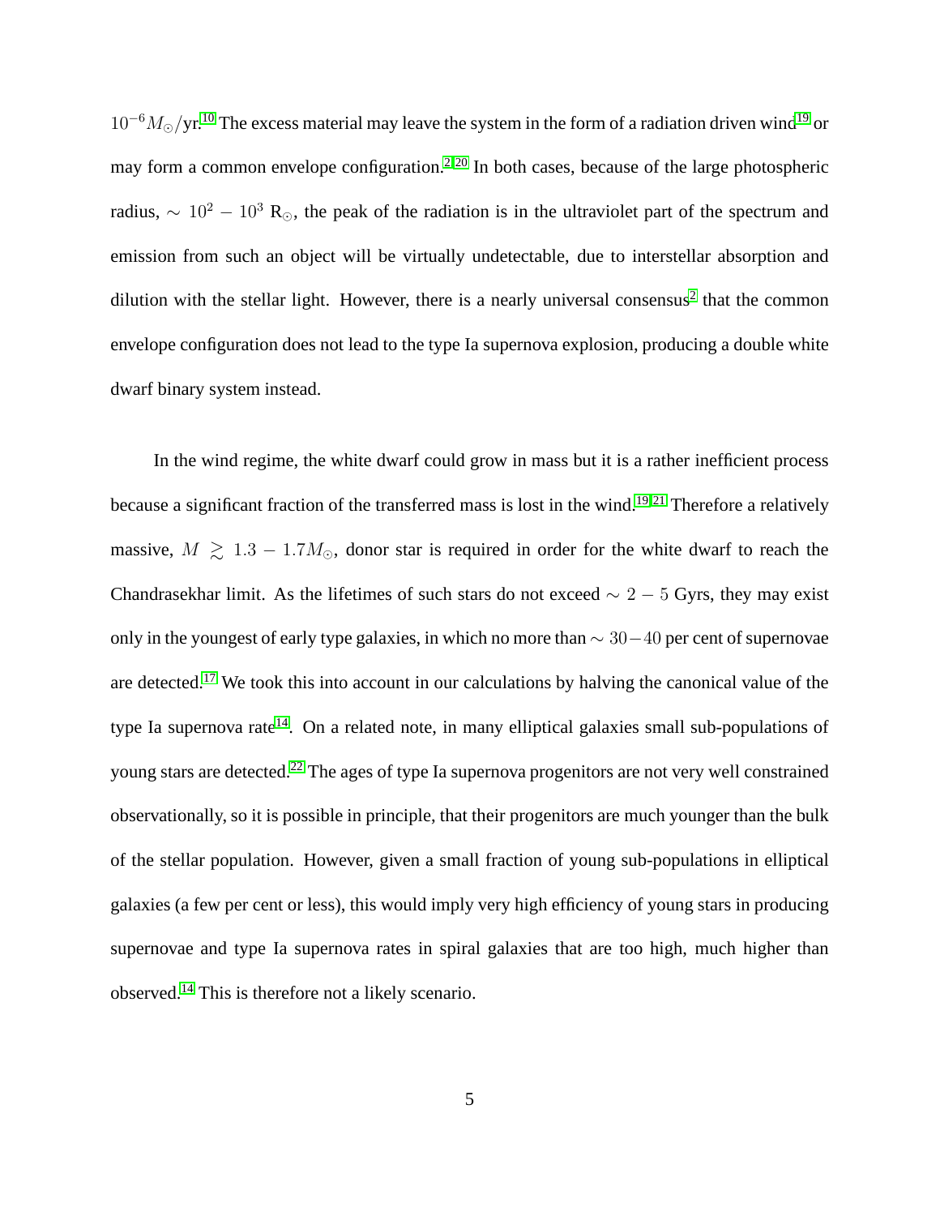$10^{-6} M_{\odot}/\mathrm{yr}$.[10] The excess material may leave the system in the form of a radiation driven wind[19] or may form a common envelope configuration.[2,20] In both cases, because of the large photospheric radius, $\sim 10^2 - 10^3$ R$_{\odot}$, the peak of the radiation is in the ultraviolet part of the spectrum and emission from such an object will be virtually undetectable, due to interstellar absorption and dilution with the stellar light. However, there is a nearly universal consensus[2] that the common envelope configuration does not lead to the type Ia supernova explosion, producing a double white dwarf binary system instead.

In the wind regime, the white dwarf could grow in mass but it is a rather inefficient process because a significant fraction of the transferred mass is lost in the wind.[19,21] Therefore a relatively massive, $M \gtrsim 1.3 - 1.7 M_{\odot}$, donor star is required in order for the white dwarf to reach the Chandrasekhar limit. As the lifetimes of such stars do not exceed $\sim 2 - 5$ Gyrs, they may exist only in the youngest of early type galaxies, in which no more than $\sim 30-40$ per cent of supernovae are detected.[17] We took this into account in our calculations by halving the canonical value of the type Ia supernova rate[14]. On a related note, in many elliptical galaxies small sub-populations of young stars are detected.[22] The ages of type Ia supernova progenitors are not very well constrained observationally, so it is possible in principle, that their progenitors are much younger than the bulk of the stellar population. However, given a small fraction of young sub-populations in elliptical galaxies (a few per cent or less), this would imply very high efficiency of young stars in producing supernovae and type Ia supernova rates in spiral galaxies that are too high, much higher than observed.[14] This is therefore not a likely scenario.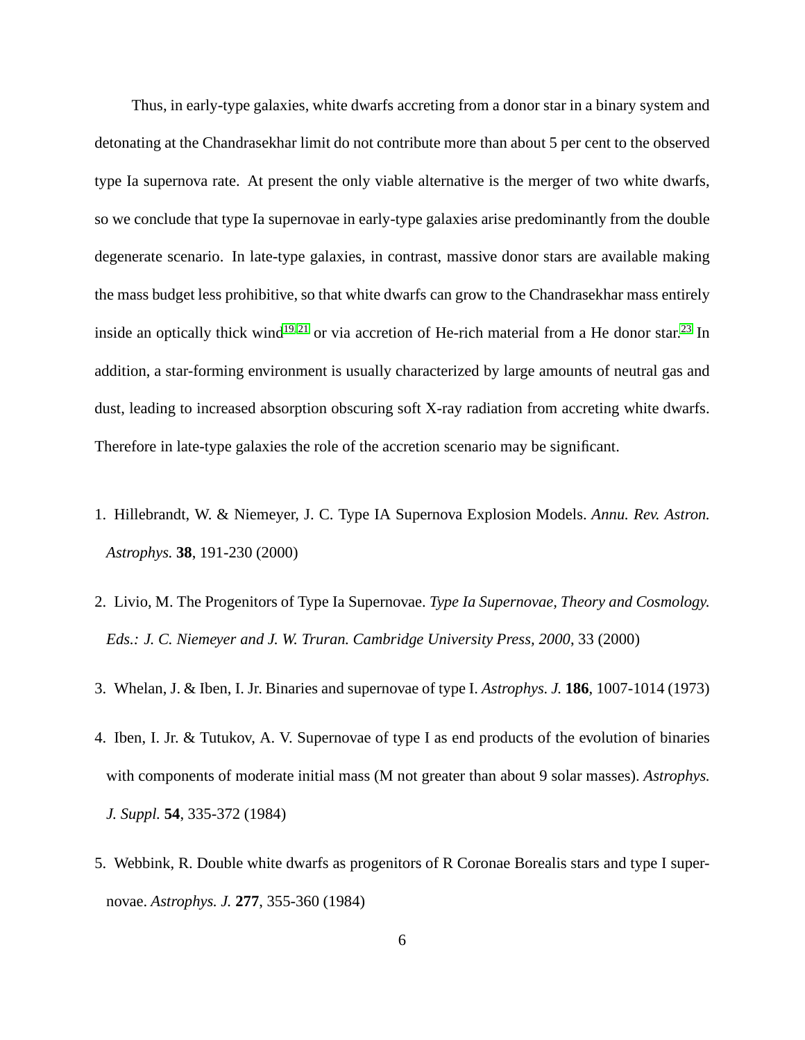Thus, in early-type galaxies, white dwarfs accreting from a donor star in a binary system and detonating at the Chandrasekhar limit do not contribute more than about 5 per cent to the observed type Ia supernova rate. At present the only viable alternative is the merger of two white dwarfs, so we conclude that type Ia supernovae in early-type galaxies arise predominantly from the double degenerate scenario. In late-type galaxies, in contrast, massive donor stars are available making the mass budget less prohibitive, so that white dwarfs can grow to the Chandrasekhar mass entirely inside an optically thick wind[19,21] or via accretion of He-rich material from a He donor star.[23] In addition, a star-forming environment is usually characterized by large amounts of neutral gas and dust, leading to increased absorption obscuring soft X-ray radiation from accreting white dwarfs. Therefore in late-type galaxies the role of the accretion scenario may be significant.

1. Hillebrandt, W. & Niemeyer, J. C. Type IA Supernova Explosion Models. *Annu. Rev. Astron. Astrophys.* **38**, 191-230 (2000)
2. Livio, M. The Progenitors of Type Ia Supernovae. *Type Ia Supernovae, Theory and Cosmology. Eds.: J. C. Niemeyer and J. W. Truran. Cambridge University Press, 2000*, 33 (2000)
3. Whelan, J. & Iben, I. Jr. Binaries and supernovae of type I. *Astrophys. J.* **186**, 1007-1014 (1973)
4. Iben, I. Jr. & Tutukov, A. V. Supernovae of type I as end products of the evolution of binaries with components of moderate initial mass (M not greater than about 9 solar masses). *Astrophys. J. Suppl.* **54**, 335-372 (1984)
5. Webbink, R. Double white dwarfs as progenitors of R Coronae Borealis stars and type I supernovae. *Astrophys. J.* **277**, 355-360 (1984)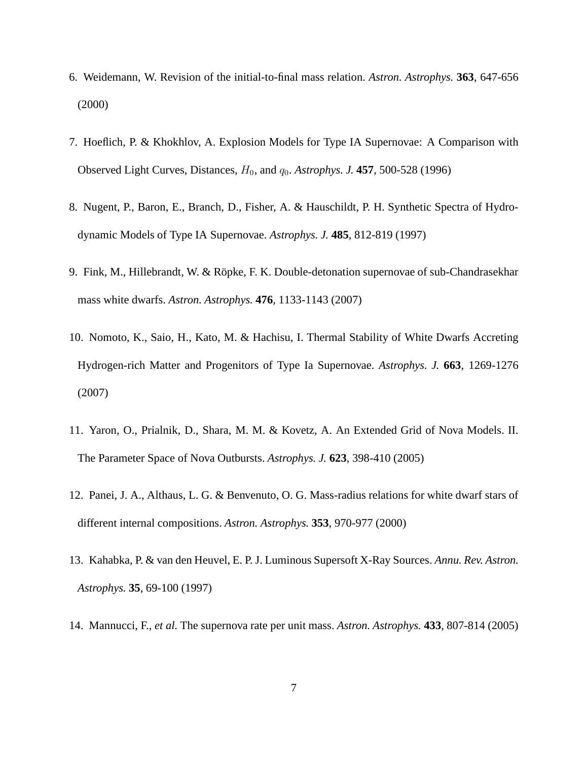6. Weidemann, W. Revision of the initial-to-final mass relation. *Astron. Astrophys.* **363**, 647-656 (2000)

7. Hoeflich, P. & Khokhlov, A. Explosion Models for Type IA Supernovae: A Comparison with Observed Light Curves, Distances, $H_0$, and $q_0$. *Astrophys. J.* **457**, 500-528 (1996)

8. Nugent, P., Baron, E., Branch, D., Fisher, A. & Hauschildt, P. H. Synthetic Spectra of Hydrodynamic Models of Type IA Supernovae. *Astrophys. J.* **485**, 812-819 (1997)

9. Fink, M., Hillebrandt, W. & Röpke, F. K. Double-detonation supernovae of sub-Chandrasekhar mass white dwarfs. *Astron. Astrophys.* **476**, 1133-1143 (2007)

10. Nomoto, K., Saio, H., Kato, M. & Hachisu, I. Thermal Stability of White Dwarfs Accreting Hydrogen-rich Matter and Progenitors of Type Ia Supernovae. *Astrophys. J.* **663**, 1269-1276 (2007)

11. Yaron, O., Prialnik, D., Shara, M. M. & Kovetz, A. An Extended Grid of Nova Models. II. The Parameter Space of Nova Outbursts. *Astrophys. J.* **623**, 398-410 (2005)

12. Panei, J. A., Althaus, L. G. & Benvenuto, O. G. Mass-radius relations for white dwarf stars of different internal compositions. *Astron. Astrophys.* **353**, 970-977 (2000)

13. Kahabka, P. & van den Heuvel, E. P. J. Luminous Supersoft X-Ray Sources. *Annu. Rev. Astron. Astrophys.* **35**, 69-100 (1997)

14. Mannucci, F., *et al.* The supernova rate per unit mass. *Astron. Astrophys.* **433**, 807-814 (2005)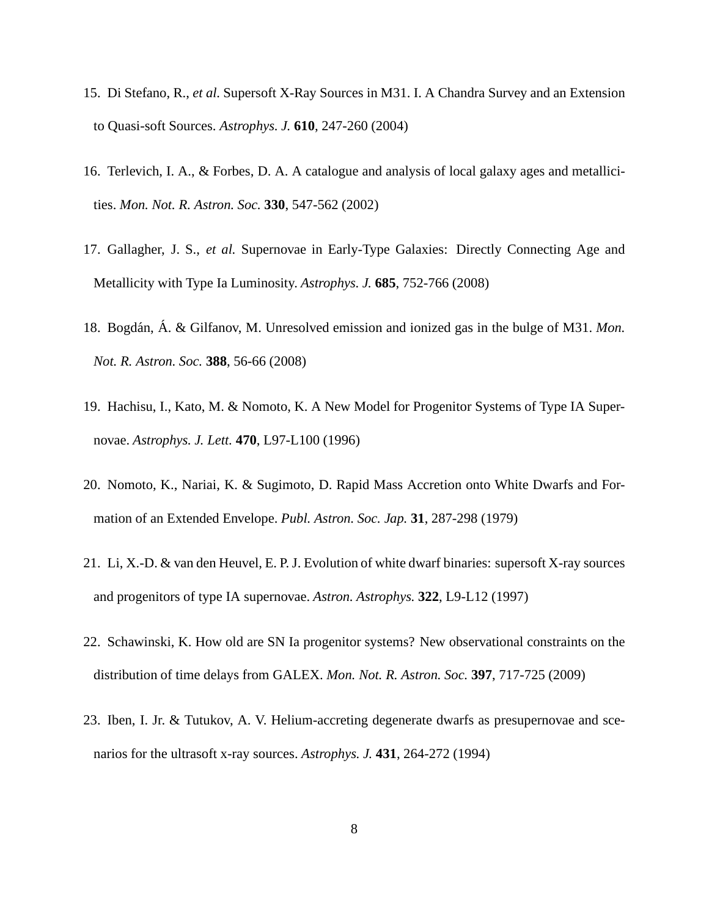15. Di Stefano, R., *et al.* Supersoft X-Ray Sources in M31. I. A Chandra Survey and an Extension to Quasi-soft Sources. *Astrophys. J.* **610**, 247-260 (2004)

16. Terlevich, I. A., & Forbes, D. A. A catalogue and analysis of local galaxy ages and metallicities. *Mon. Not. R. Astron. Soc.* **330**, 547-562 (2002)

17. Gallagher, J. S., *et al.* Supernovae in Early-Type Galaxies: Directly Connecting Age and Metallicity with Type Ia Luminosity. *Astrophys. J.* **685**, 752-766 (2008)

18. Bogdán, Á. & Gilfanov, M. Unresolved emission and ionized gas in the bulge of M31. *Mon. Not. R. Astron. Soc.* **388**, 56-66 (2008)

19. Hachisu, I., Kato, M. & Nomoto, K. A New Model for Progenitor Systems of Type IA Supernovae. *Astrophys. J. Lett.* **470**, L97-L100 (1996)

20. Nomoto, K., Nariai, K. & Sugimoto, D. Rapid Mass Accretion onto White Dwarfs and Formation of an Extended Envelope. *Publ. Astron. Soc. Jap.* **31**, 287-298 (1979)

21. Li, X.-D. & van den Heuvel, E. P. J. Evolution of white dwarf binaries: supersoft X-ray sources and progenitors of type IA supernovae. *Astron. Astrophys.* **322**, L9-L12 (1997)

22. Schawinski, K. How old are SN Ia progenitor systems? New observational constraints on the distribution of time delays from GALEX. *Mon. Not. R. Astron. Soc.* **397**, 717-725 (2009)

23. Iben, I. Jr. & Tutukov, A. V. Helium-accreting degenerate dwarfs as presupernovae and scenarios for the ultrasoft x-ray sources. *Astrophys. J.* **431**, 264-272 (1994)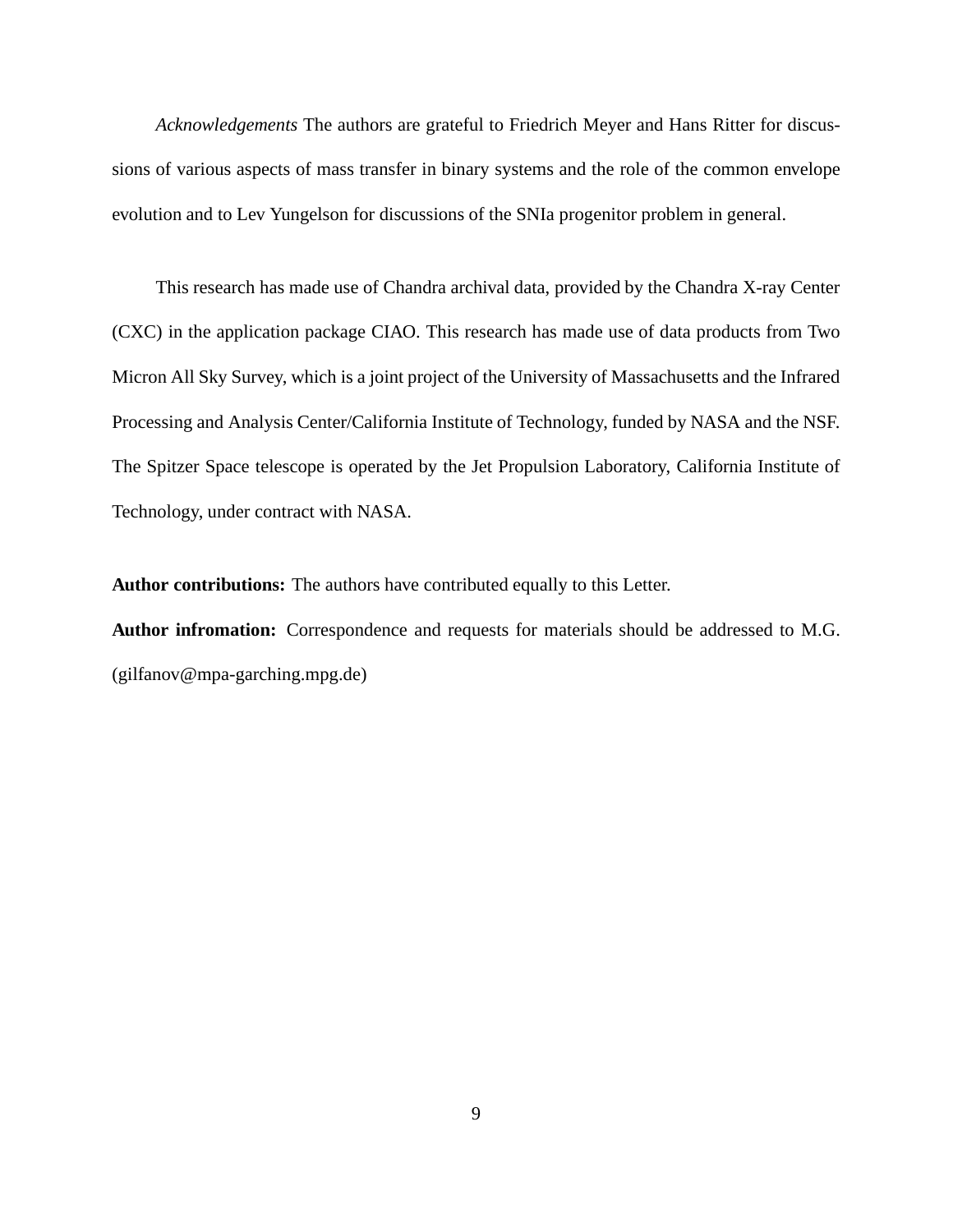*Acknowledgements* The authors are grateful to Friedrich Meyer and Hans Ritter for discussions of various aspects of mass transfer in binary systems and the role of the common envelope evolution and to Lev Yungelson for discussions of the SNIa progenitor problem in general.

This research has made use of Chandra archival data, provided by the Chandra X-ray Center (CXC) in the application package CIAO. This research has made use of data products from Two Micron All Sky Survey, which is a joint project of the University of Massachusetts and the Infrared Processing and Analysis Center/California Institute of Technology, funded by NASA and the NSF. The Spitzer Space telescope is operated by the Jet Propulsion Laboratory, California Institute of Technology, under contract with NASA.

**Author contributions:** The authors have contributed equally to this Letter.

**Author infromation:** Correspondence and requests for materials should be addressed to M.G. (gilfanov@mpa-garching.mpg.de)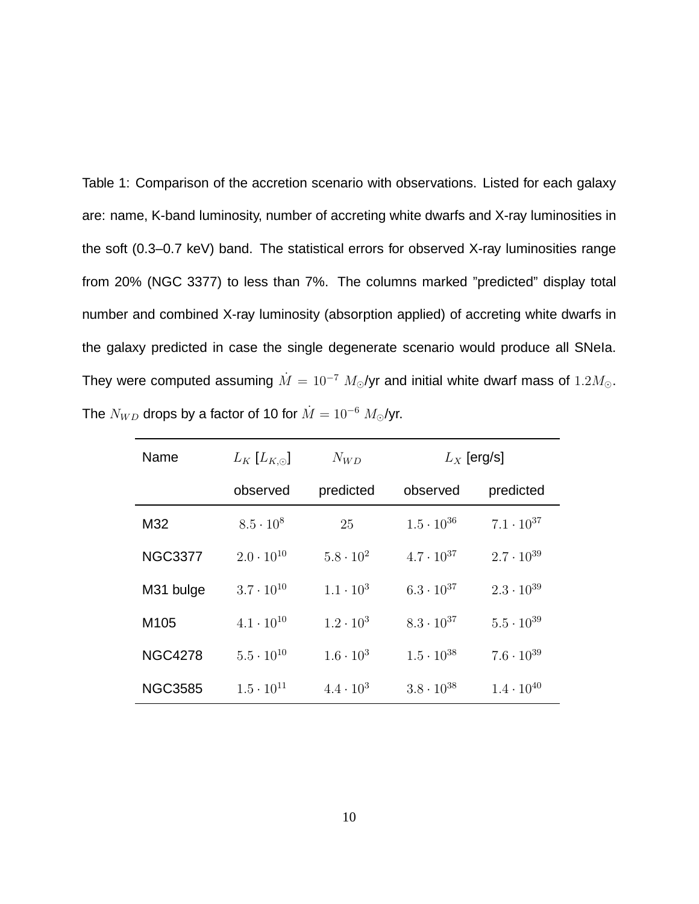Table 1: Comparison of the accretion scenario with observations. Listed for each galaxy are: name, K-band luminosity, number of accreting white dwarfs and X-ray luminosities in the soft (0.3–0.7 keV) band. The statistical errors for observed X-ray luminosities range from 20% (NGC 3377) to less than 7%. The columns marked "predicted" display total number and combined X-ray luminosity (absorption applied) of accreting white dwarfs in the galaxy predicted in case the single degenerate scenario would produce all SNeIa. They were computed assuming $\dot{M} = 10^{-7}\ M_{\odot}$/yr and initial white dwarf mass of $1.2 M_{\odot}$. The $N_{WD}$ drops by a factor of 10 for $\dot{M} = 10^{-6}\ M_{\odot}$/yr.

| Name | $L_K$ $[L_{K,\odot}]$ | $N_{WD}$ | $L_X$ [erg/s] | |
|---|---|---|---|---|
| | observed | predicted | observed | predicted |
| M32 | $8.5 \cdot 10^{8}$ | $25$ | $1.5 \cdot 10^{36}$ | $7.1 \cdot 10^{37}$ |
| NGC3377 | $2.0 \cdot 10^{10}$ | $5.8 \cdot 10^{2}$ | $4.7 \cdot 10^{37}$ | $2.7 \cdot 10^{39}$ |
| M31 bulge | $3.7 \cdot 10^{10}$ | $1.1 \cdot 10^{3}$ | $6.3 \cdot 10^{37}$ | $2.3 \cdot 10^{39}$ |
| M105 | $4.1 \cdot 10^{10}$ | $1.2 \cdot 10^{3}$ | $8.3 \cdot 10^{37}$ | $5.5 \cdot 10^{39}$ |
| NGC4278 | $5.5 \cdot 10^{10}$ | $1.6 \cdot 10^{3}$ | $1.5 \cdot 10^{38}$ | $7.6 \cdot 10^{39}$ |
| NGC3585 | $1.5 \cdot 10^{11}$ | $4.4 \cdot 10^{3}$ | $3.8 \cdot 10^{38}$ | $1.4 \cdot 10^{40}$ |